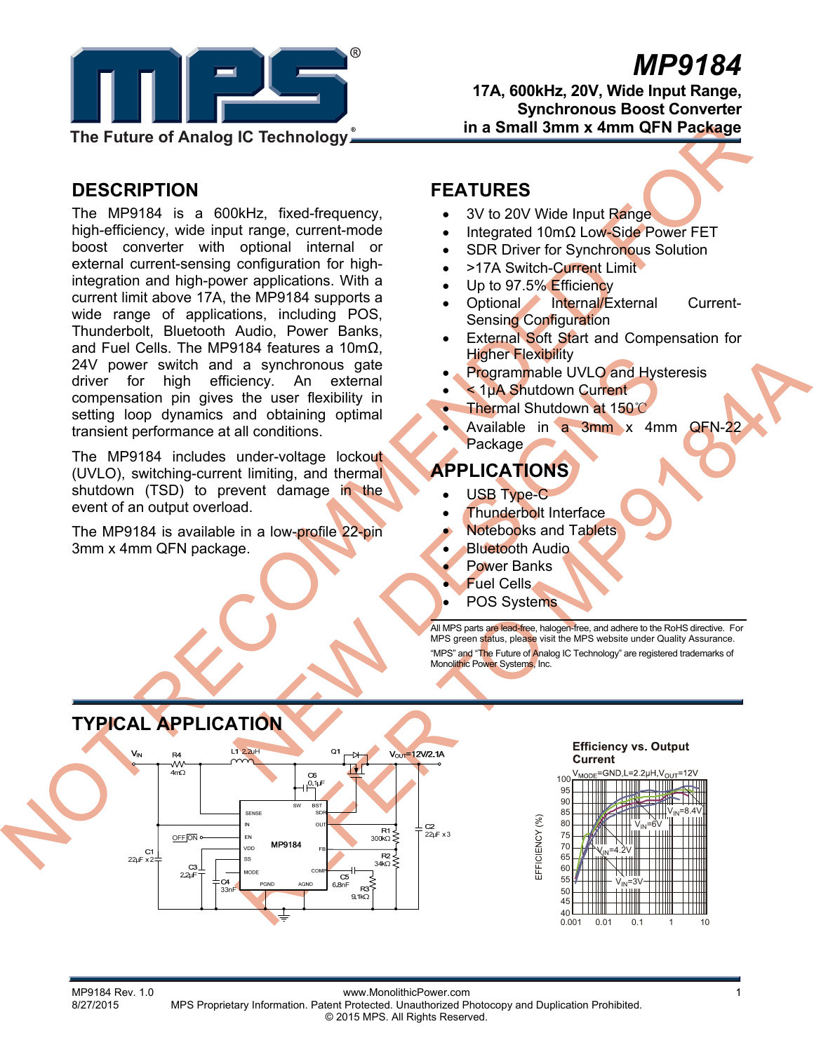# MP9184

**17A, 600kHz, 20V, Wide Input Range, Synchronous Boost Converter in a Small 3mm x 4mm QFN Package**

NOT RECOMMENDED FOR NEW DESIGNS REFER TO MP9184A

## DESCRIPTION

The MP9184 is a 600kHz, fixed-frequency, high-efficiency, wide input range, current-mode boost converter with optional internal or external current-sensing configuration for high-integration and high-power applications. With a current limit above 17A, the MP9184 supports a wide range of applications, including POS, Thunderbolt, Bluetooth Audio, Power Banks, and Fuel Cells. The MP9184 features a 10mΩ, 24V power switch and a synchronous gate driver for high efficiency. An external compensation pin gives the user flexibility in setting loop dynamics and obtaining optimal transient performance at all conditions.

The MP9184 includes under-voltage lockout (UVLO), switching-current limiting, and thermal shutdown (TSD) to prevent damage in the event of an output overload.

The MP9184 is available in a low-profile 22-pin 3mm x 4mm QFN package.

## FEATURES

- 3V to 20V Wide Input Range
- Integrated 10mΩ Low-Side Power FET
- SDR Driver for Synchronous Solution
- >17A Switch-Current Limit
- Up to 97.5% Efficiency
- Optional Internal/External Current-Sensing Configuration
- External Soft Start and Compensation for Higher Flexibility
- Programmable UVLO and Hysteresis
- < 1µA Shutdown Current
- Thermal Shutdown at 150℃
- Available in a 3mm x 4mm QFN-22 Package

## APPLICATIONS

- USB Type-C
- Thunderbolt Interface
- Notebooks and Tablets
- Bluetooth Audio
- Power Banks
- Fuel Cells
- POS Systems

All MPS parts are lead-free, halogen-free, and adhere to the RoHS directive. For MPS green status, please visit the MPS website under Quality Assurance. "MPS" and "The Future of Analog IC Technology" are registered trademarks of Monolithic Power Systems, Inc.

## TYPICAL APPLICATION

Efficiency vs. Output Current

$V_{MODE}$=GND, L=2.2µH, $V_{OUT}$=12V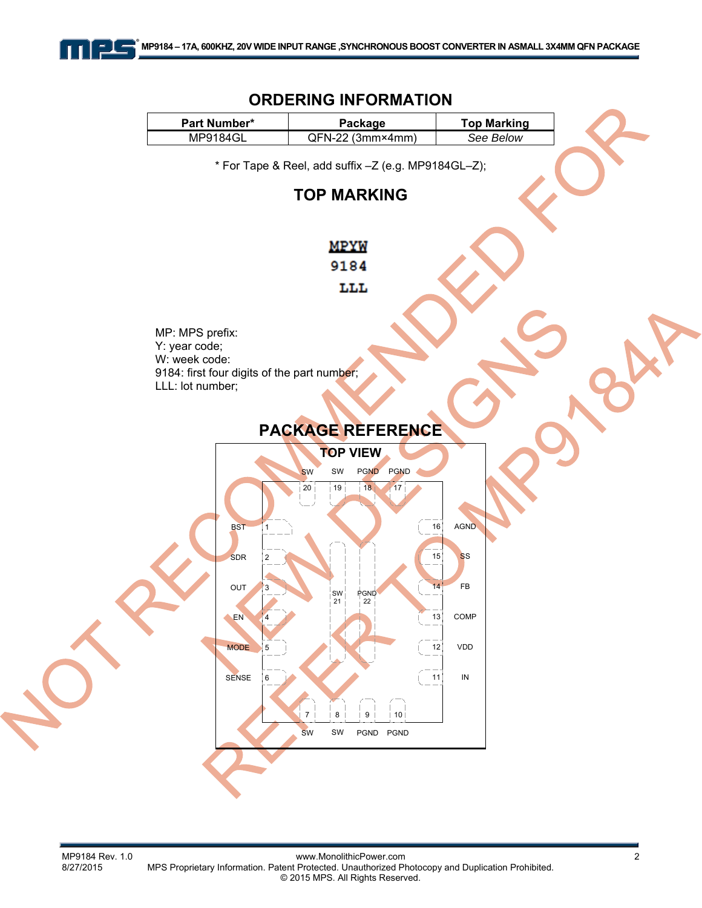## ORDERING INFORMATION

| Part Number* | Package | Top Marking |
|---|---|---|
| MP9184GL | QFN-22 (3mm×4mm) | *See Below* |

\* For Tape & Reel, add suffix –Z (e.g. MP9184GL–Z);

## TOP MARKING

MPYW
9184
LLL

MP: MPS prefix:
Y: year code;
W: week code:
9184: first four digits of the part number;
LLL: lot number;

## PACKAGE REFERENCE

TOP VIEW

| Pin | Name |
|---|---|
| 1 | BST |
| 2 | SDR |
| 3 | OUT |
| 4 | EN |
| 5 | MODE |
| 6 | SENSE |
| 7 | SW |
| 8 | SW |
| 9 | PGND |
| 10 | PGND |
| 11 | IN |
| 12 | VDD |
| 13 | COMP |
| 14 | FB |
| 15 | SS |
| 16 | AGND |
| 17 | PGND |
| 18 | PGND |
| 19 | SW |
| 20 | SW |
| 21 | SW |
| 22 | PGND |

NOT RECOMMENDED FOR NEW DESIGNS REFER TO MP9184A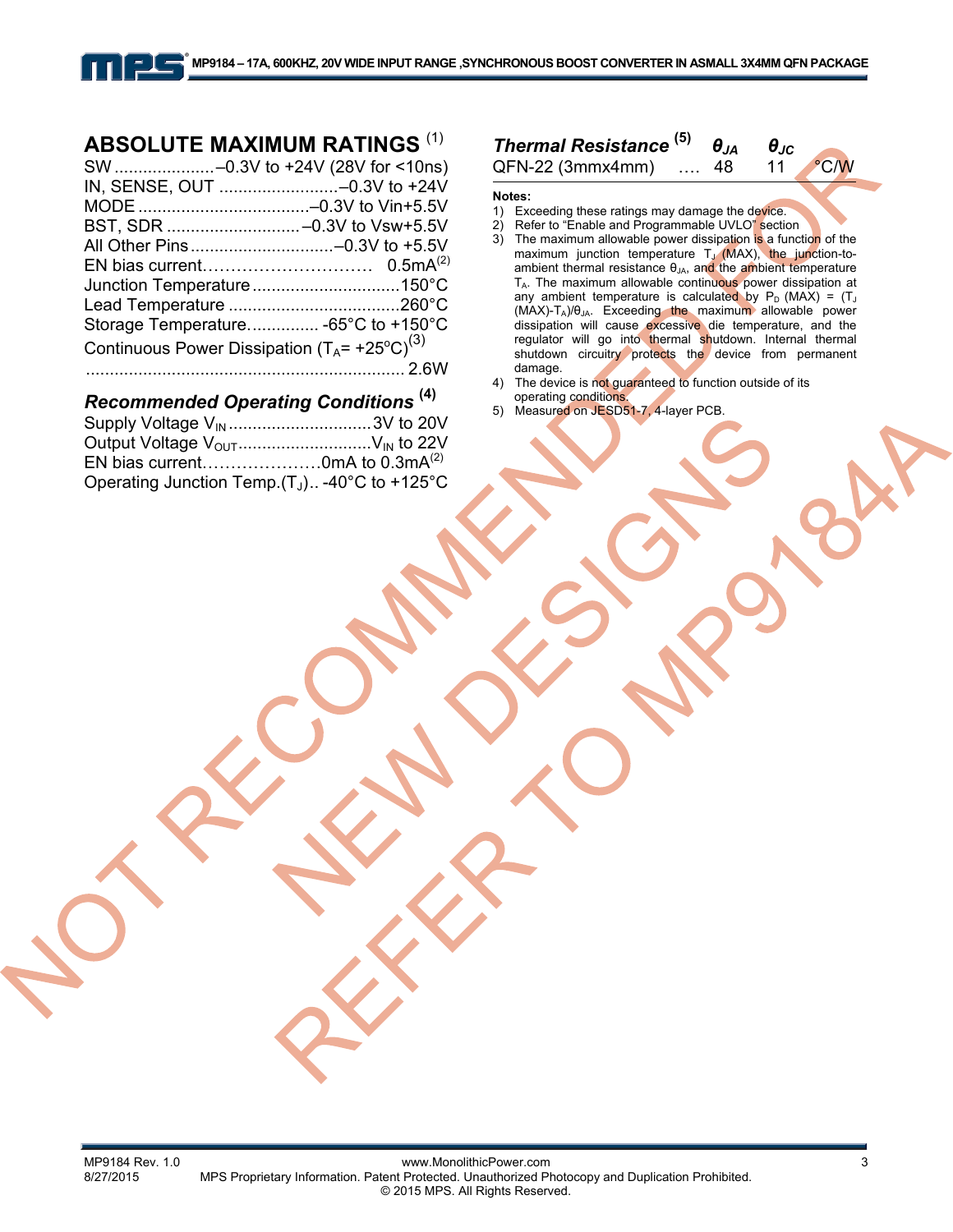## ABSOLUTE MAXIMUM RATINGS [(1)]

SW ....................–0.3V to +24V (28V for <10ns)
IN, SENSE, OUT .........................–0.3V to +24V
MODE ...................................–0.3V to Vin+5.5V
BST, SDR ............................–0.3V to Vsw+5.5V
All Other Pins ..............................–0.3V to +5.5V
EN bias current………………………… 0.5mA[(2)]
Junction Temperature ...............................150°C
Lead Temperature ....................................260°C
Storage Temperature............... -65°C to +150°C
Continuous Power Dissipation ($T_A$= +25°C)[(3)]
.................................................................. 2.6W

### *Recommended Operating Conditions* [(4)]

Supply Voltage $V_{IN}$ ..............................3V to 20V
Output Voltage $V_{OUT}$...........................$V_{IN}$ to 22V
EN bias current…………………0mA to 0.3mA[(2)]
Operating Junction Temp.($T_J$).. -40°C to +125°C

### *Thermal Resistance* [(5)]

| | $\theta_{JA}$ | $\theta_{JC}$ | |
|---|---|---|---|
| QFN-22 (3mmx4mm) …. | 48 | 11 | °C/W |

**Notes:**

1) Exceeding these ratings may damage the device.
2) Refer to "Enable and Programmable UVLO" section
3) The maximum allowable power dissipation is a function of the maximum junction temperature $T_J$ (MAX), the junction-to-ambient thermal resistance $\theta_{JA}$, and the ambient temperature $T_A$. The maximum allowable continuous power dissipation at any ambient temperature is calculated by $P_D$ (MAX) = ($T_J$ (MAX)-$T_A$)/$\theta_{JA}$. Exceeding the maximum allowable power dissipation will cause excessive die temperature, and the regulator will go into thermal shutdown. Internal thermal shutdown circuitry protects the device from permanent damage.
4) The device is not guaranteed to function outside of its operating conditions.
5) Measured on JESD51-7, 4-layer PCB.

NOT RECOMMENDED FOR NEW DESIGNS REFER TO MP9184A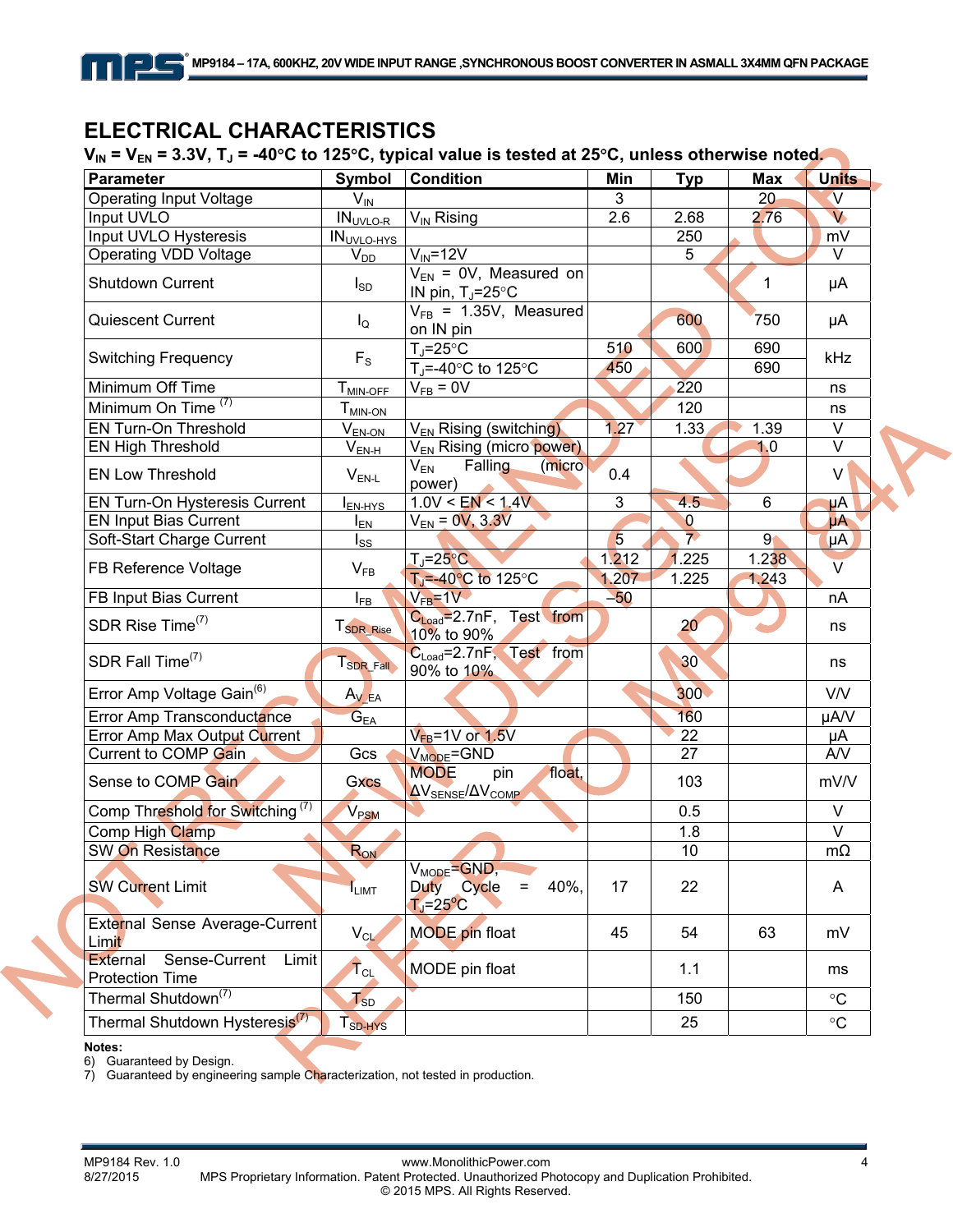## ELECTRICAL CHARACTERISTICS

**$V_{IN}$ = $V_{EN}$ = 3.3V, $T_J$ = -40°C to 125°C, typical value is tested at 25°C, unless otherwise noted.**

| Parameter | Symbol | Condition | Min | Typ | Max | Units |
|---|---|---|---|---|---|---|
| Operating Input Voltage | $V_{IN}$ | | 3 | | 20 | V |
| Input UVLO | $IN_{UVLO-R}$ | $V_{IN}$ Rising | 2.6 | 2.68 | 2.76 | V |
| Input UVLO Hysteresis | $IN_{UVLO-HYS}$ | | | 250 | | mV |
| Operating VDD Voltage | $V_{DD}$ | $V_{IN}$=12V | | 5 | | V |
| Shutdown Current | $I_{SD}$ | $V_{EN}$ = 0V, Measured on IN pin, $T_J$=25°C | | | 1 | μA |
| Quiescent Current | $I_Q$ | $V_{FB}$ = 1.35V, Measured on IN pin | | 600 | 750 | μA |
| Switching Frequency | $F_S$ | $T_J$=25°C | 510 | 600 | 690 | kHz |
| | | $T_J$=-40°C to 125°C | 450 | | 690 | |
| Minimum Off Time | $T_{MIN-OFF}$ | $V_{FB}$ = 0V | | 220 | | ns |
| Minimum On Time (7) | $T_{MIN-ON}$ | | | 120 | | ns |
| EN Turn-On Threshold | $V_{EN-ON}$ | $V_{EN}$ Rising (switching) | 1.27 | 1.33 | 1.39 | V |
| EN High Threshold | $V_{EN-H}$ | $V_{EN}$ Rising (micro power) | | | 1.0 | V |
| EN Low Threshold | $V_{EN-L}$ | $V_{EN}$ Falling (micro power) | 0.4 | | | V |
| EN Turn-On Hysteresis Current | $I_{EN-HYS}$ | 1.0V < EN < 1.4V | 3 | 4.5 | 6 | μA |
| EN Input Bias Current | $I_{EN}$ | $V_{EN}$ = 0V, 3.3V | | 0 | | μA |
| Soft-Start Charge Current | $I_{SS}$ | | 5 | 7 | 9 | μA |
| FB Reference Voltage | $V_{FB}$ | $T_J$=25°C | 1.212 | 1.225 | 1.238 | V |
| | | $T_J$=-40°C to 125°C | 1.207 | 1.225 | 1.243 | |
| FB Input Bias Current | $I_{FB}$ | $V_{FB}$=1V | –50 | | | nA |
| SDR Rise Time(7) | $T_{SDR\_Rise}$ | $C_{Load}$=2.7nF, Test from 10% to 90% | | 20 | | ns |
| SDR Fall Time(7) | $T_{SDR\_Fall}$ | $C_{Load}$=2.7nF, Test from 90% to 10% | | 30 | | ns |
| Error Amp Voltage Gain(6) | $A_{V\_EA}$ | | | 300 | | V/V |
| Error Amp Transconductance | $G_{EA}$ | | | 160 | | μA/V |
| Error Amp Max Output Current | | $V_{FB}$=1V or 1.5V | | 22 | | μA |
| Current to COMP Gain | Gcs | $V_{MODE}$=GND | | 27 | | A/V |
| Sense to COMP Gain | Gxcs | MODE pin float, $\Delta V_{SENSE}/\Delta V_{COMP}$ | | 103 | | mV/V |
| Comp Threshold for Switching (7) | $V_{PSM}$ | | | 0.5 | | V |
| Comp High Clamp | | | | 1.8 | | V |
| SW On Resistance | $R_{ON}$ | | | 10 | | mΩ |
| SW Current Limit | $I_{LIMT}$ | $V_{MODE}$=GND, Duty Cycle = 40%, $T_J$=25°C | 17 | 22 | | A |
| External Sense Average-Current Limit | $V_{CL}$ | MODE pin float | 45 | 54 | 63 | mV |
| External Sense-Current Limit Protection Time | $T_{CL}$ | MODE pin float | | 1.1 | | ms |
| Thermal Shutdown(7) | $T_{SD}$ | | | 150 | | °C |
| Thermal Shutdown Hysteresis(7) | $T_{SD-HYS}$ | | | 25 | | °C |

**Notes:**

6) Guaranteed by Design.

7) Guaranteed by engineering sample Characterization, not tested in production.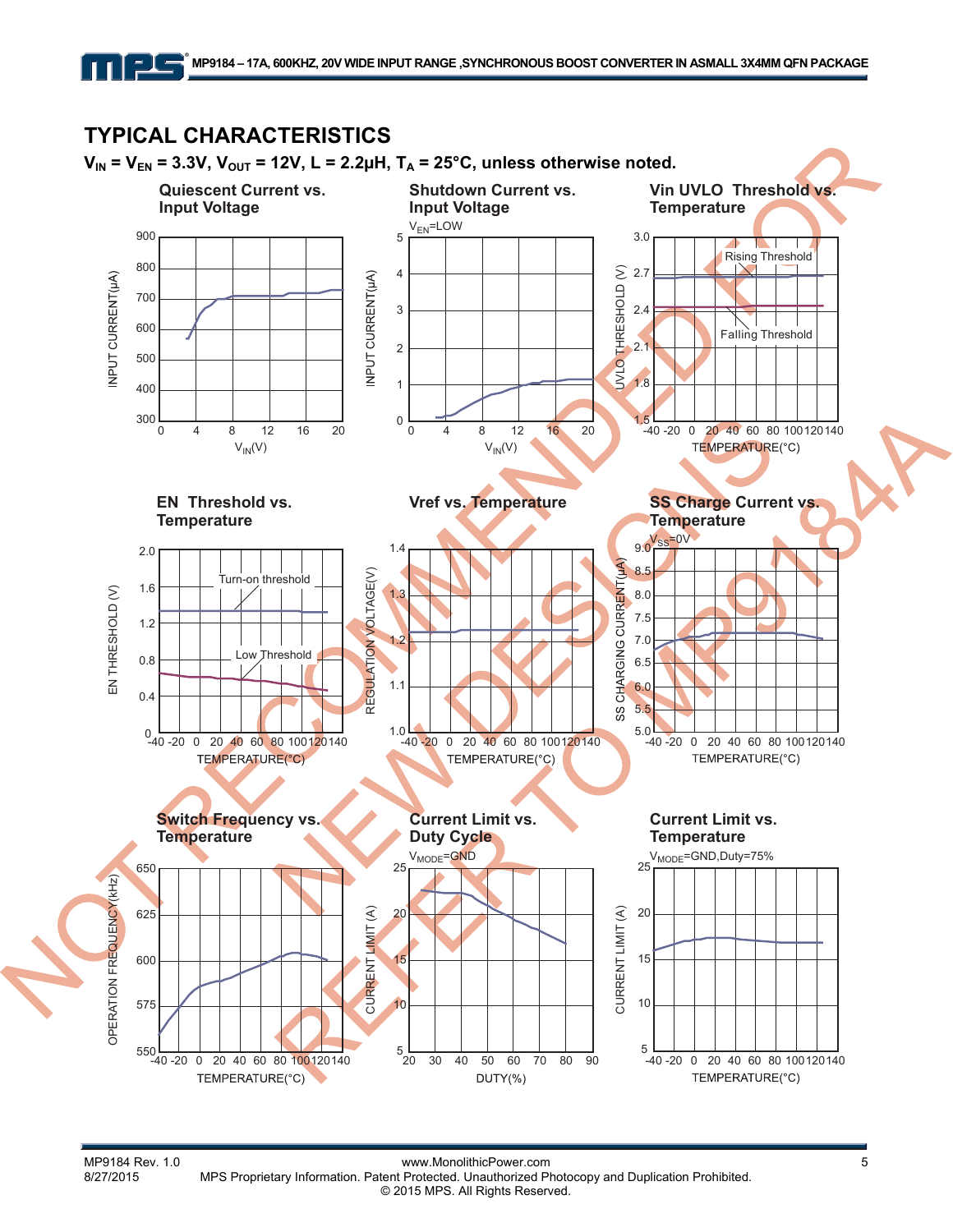## TYPICAL CHARACTERISTICS

**$V_{IN}$ = $V_{EN}$ = 3.3V, $V_{OUT}$ = 12V, L = 2.2µH, $T_A$ = 25°C, unless otherwise noted.**

**Quiescent Current vs. Input Voltage**

**Shutdown Current vs. Input Voltage**

$V_{EN}$=LOW

**Vin UVLO Threshold vs. Temperature**

**EN Threshold vs. Temperature**

**Vref vs. Temperature**

**SS Charge Current vs. Temperature**

$V_{SS}$=0V

**Switch Frequency vs. Temperature**

**Current Limit vs. Duty Cycle**

$V_{MODE}$=GND

**Current Limit vs. Temperature**

$V_{MODE}$=GND,Duty=75%

NOT RECOMMENDED FOR NEW DESIGNS REFER TO MP9184A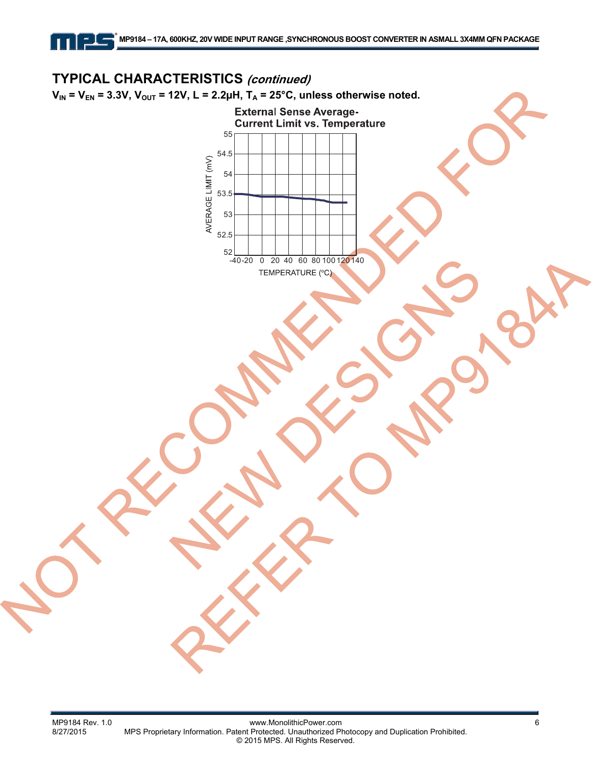## TYPICAL CHARACTERISTICS *(continued)*

**$V_{IN}$ = $V_{EN}$ = 3.3V, $V_{OUT}$ = 12V, L = 2.2µH, $T_A$ = 25°C, unless otherwise noted.**

**External Sense Average-Current Limit vs. Temperature**

AVERAGE LIMIT (mV)

55
54.5
54
53.5
53
52.5
52

-40 -20 0 20 40 60 80 100 120 140

TEMPERATURE (°C)

NOT RECOMMENDED FOR NEW DESIGNS REFER TO MP9184A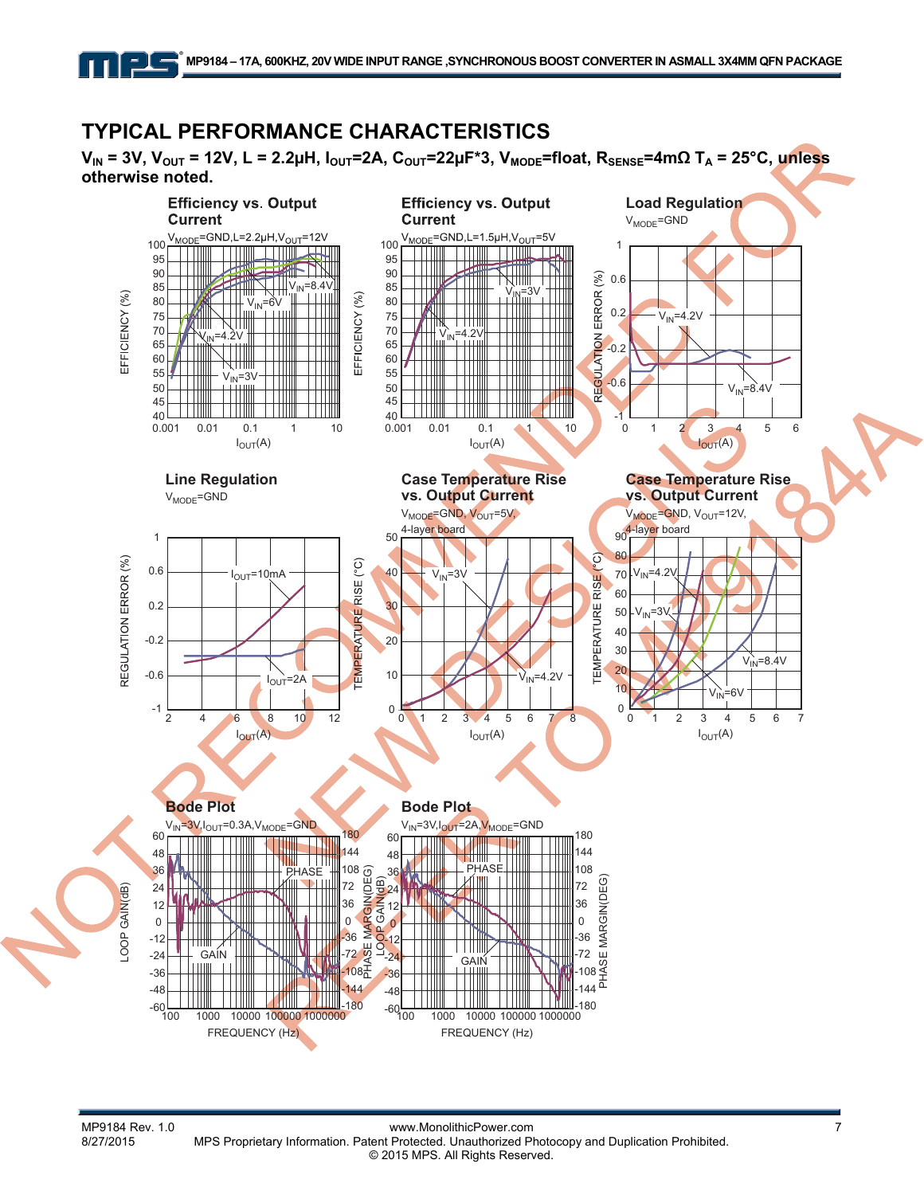## TYPICAL PERFORMANCE CHARACTERISTICS

**$V_{IN}$ = 3V, $V_{OUT}$ = 12V, L = 2.2µH, $I_{OUT}$=2A, $C_{OUT}$=22µF*3, $V_{MODE}$=float, $R_{SENSE}$=4mΩ $T_A$ = 25°C, unless otherwise noted.**

**Efficiency vs. Output Current**

$V_{MODE}$=GND,L=2.2µH,$V_{OUT}$=12V

**Efficiency vs. Output Current**

$V_{MODE}$=GND,L=1.5µH,$V_{OUT}$=5V

**Load Regulation**

$V_{MODE}$=GND

**Line Regulation**

$V_{MODE}$=GND

**Case Temperature Rise vs. Output Current**

$V_{MODE}$=GND, $V_{OUT}$=5V, 4-layer board

**Case Temperature Rise vs. Output Current**

$V_{MODE}$=GND, $V_{OUT}$=12V, 4-layer board

**Bode Plot**

$V_{IN}$=3V,$I_{OUT}$=0.3A,$V_{MODE}$=GND

**Bode Plot**

$V_{IN}$=3V,$I_{OUT}$=2A,$V_{MODE}$=GND

NOT RECOMMENDED FOR NEW DESIGNS REFER TO MP9184A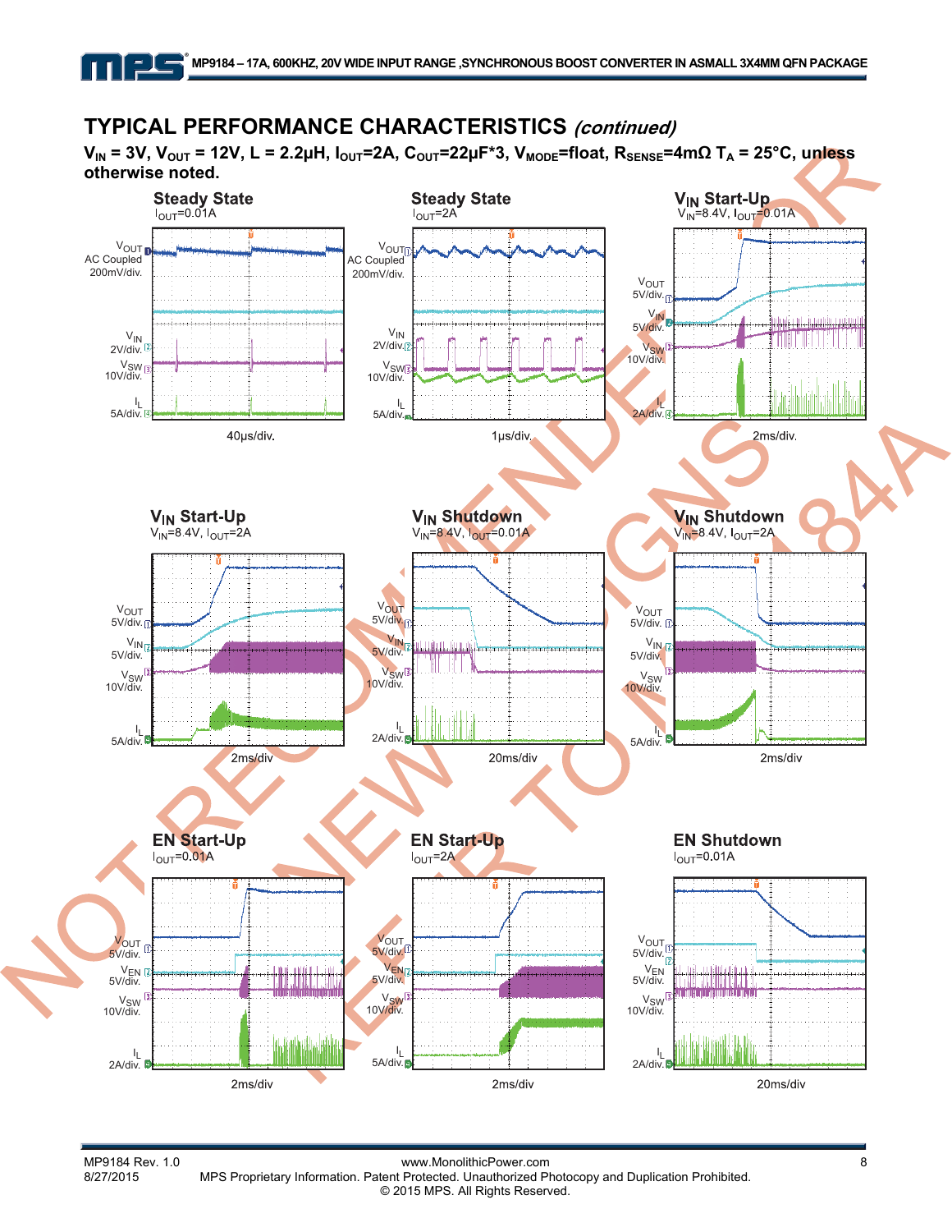## TYPICAL PERFORMANCE CHARACTERISTICS *(continued)*

**$V_{IN}$ = 3V, $V_{OUT}$ = 12V, L = 2.2μH, $I_{OUT}$=2A, $C_{OUT}$=22μF*3, $V_{MODE}$=float, $R_{SENSE}$=4mΩ $T_A$ = 25°C, unless otherwise noted.**

**Steady State**
$I_{OUT}$=0.01A

$V_{OUT}$ AC Coupled 200mV/div.
$V_{IN}$ 2V/div.
$V_{SW}$ 10V/div.
$I_L$ 5A/div.

40μs/div.

**Steady State**
$I_{OUT}$=2A

$V_{OUT}$ AC Coupled 200mV/div.
$V_{IN}$ 2V/div.
$V_{SW}$ 10V/div.
$I_L$ 5A/div.

1μs/div.

**$V_{IN}$ Start-Up**
$V_{IN}$=8.4V, $I_{OUT}$=0.01A

$V_{OUT}$ 5V/div.
$V_{IN}$ 5V/div.
$V_{SW}$ 10V/div.
$I_L$ 2A/div.

2ms/div.

**$V_{IN}$ Start-Up**
$V_{IN}$=8.4V, $I_{OUT}$=2A

$V_{OUT}$ 5V/div.
$V_{IN}$ 5V/div.
$V_{SW}$ 10V/div.
$I_L$ 5A/div.

2ms/div

**$V_{IN}$ Shutdown**
$V_{IN}$=8.4V, $I_{OUT}$=0.01A

$V_{OUT}$ 5V/div.
$V_{IN}$ 5V/div.
$V_{SW}$ 10V/div.
$I_L$ 2A/div.

20ms/div

**$V_{IN}$ Shutdown**
$V_{IN}$=8.4V, $I_{OUT}$=2A

$V_{OUT}$ 5V/div.
$V_{IN}$ 5V/div.
$V_{SW}$ 10V/div.
$I_L$ 5A/div.

2ms/div

**EN Start-Up**
$I_{OUT}$=0.01A

$V_{OUT}$ 5V/div.
$V_{EN}$ 5V/div.
$V_{SW}$ 10V/div.
$I_L$ 2A/div.

2ms/div

**EN Start-Up**
$I_{OUT}$=2A

$V_{OUT}$ 5V/div.
$V_{EN}$ 5V/div.
$V_{SW}$ 10V/div.
$I_L$ 5A/div.

2ms/div

**EN Shutdown**
$I_{OUT}$=0.01A

$V_{OUT}$ 5V/div.
$V_{EN}$ 5V/div.
$V_{SW}$ 10V/div.
$I_L$ 2A/div.

20ms/div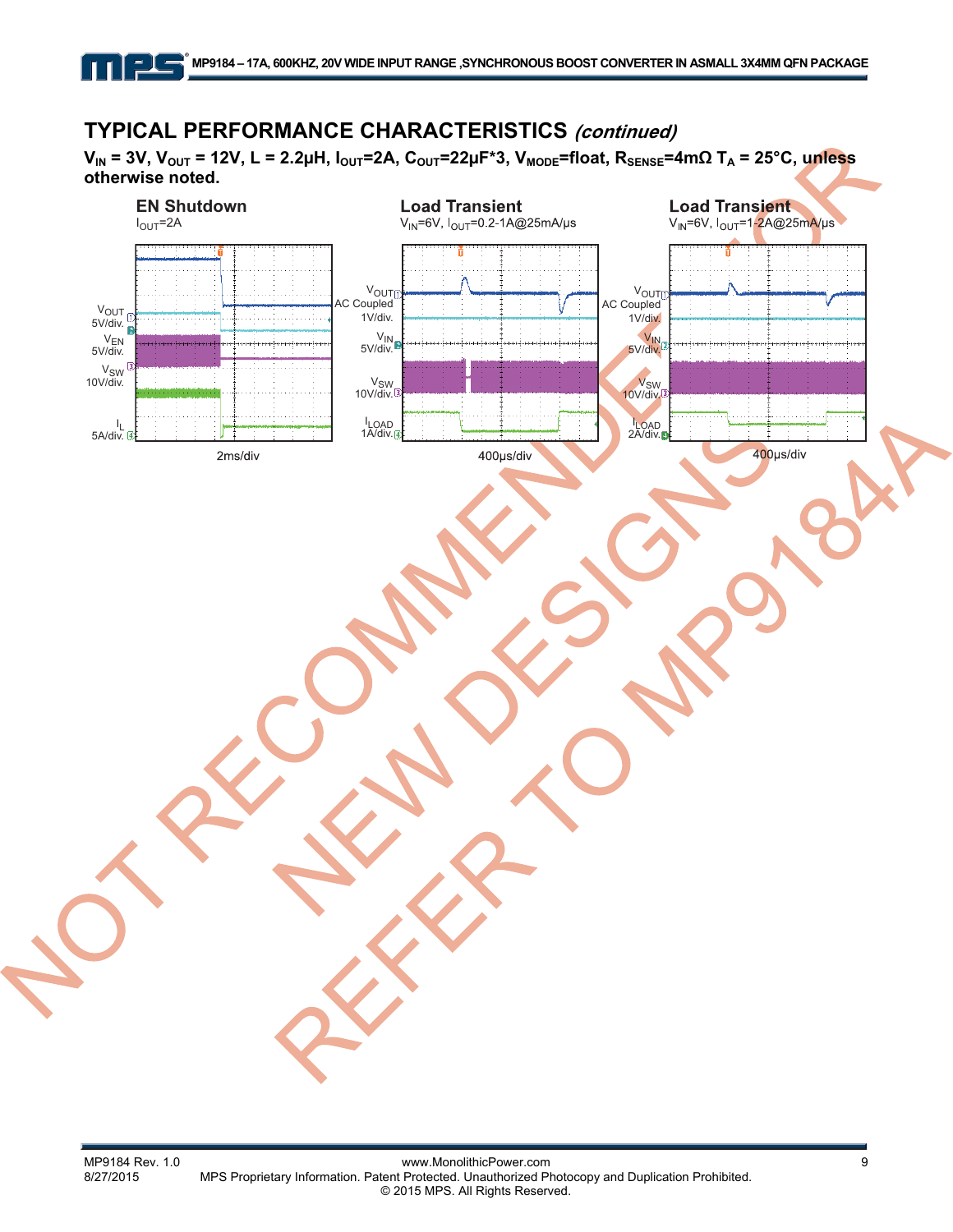## TYPICAL PERFORMANCE CHARACTERISTICS *(continued)*

**$V_{IN}$ = 3V, $V_{OUT}$ = 12V, L = 2.2µH, $I_{OUT}$=2A, $C_{OUT}$=22µF*3, $V_{MODE}$=float, $R_{SENSE}$=4mΩ $T_A$ = 25°C, unless otherwise noted.**

**EN Shutdown**
$I_{OUT}$=2A

$V_{OUT}$ 5V/div.
$V_{EN}$ 5V/div.
$V_{SW}$ 10V/div.
$I_L$ 5A/div.

2ms/div

**Load Transient**
$V_{IN}$=6V, $I_{OUT}$=0.2-1A@25mA/µs

$V_{OUT}$ AC Coupled 1V/div.
$V_{IN}$ 5V/div.
$V_{SW}$ 10V/div.
$I_{LOAD}$ 1A/div.

400µs/div

**Load Transient**
$V_{IN}$=6V, $I_{OUT}$=1-2A@25mA/µs

$V_{OUT}$ AC Coupled 1V/div.
$V_{IN}$ 5V/div.
$V_{SW}$ 10V/div.
$I_{LOAD}$ 2A/div.

400µs/div

NOT RECOMMENDED FOR NEW DESIGNS REFER TO MP9184A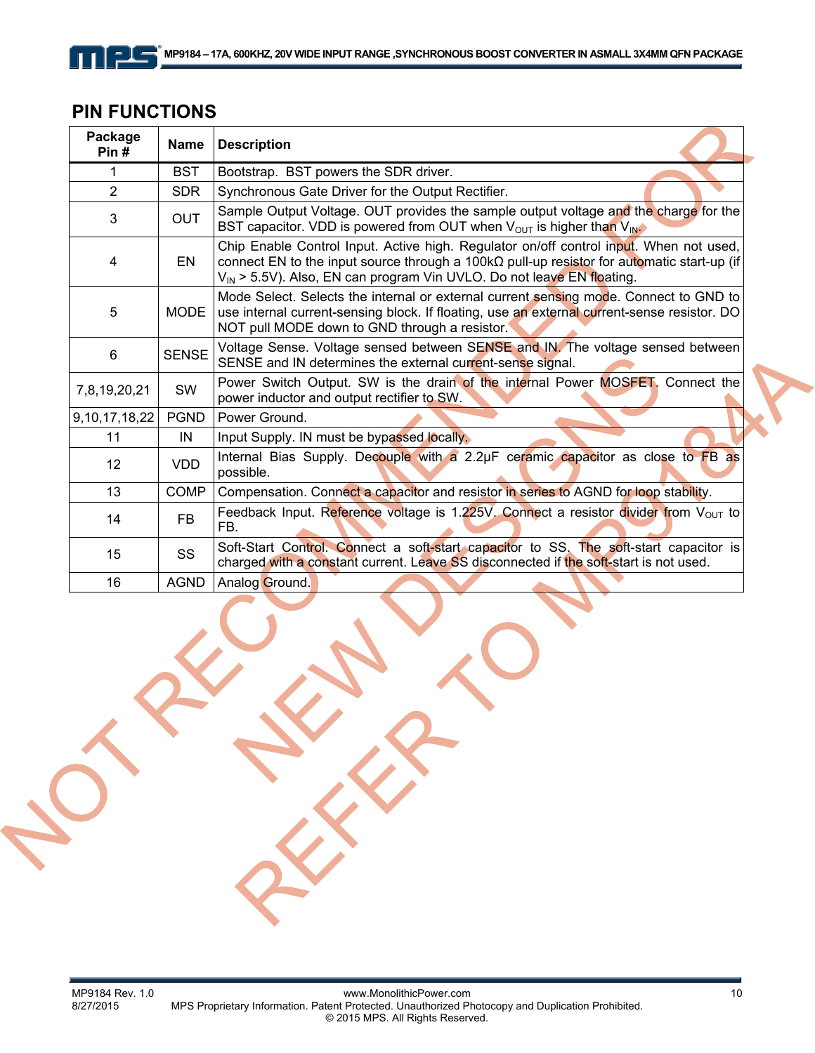## PIN FUNCTIONS

| Package Pin # | Name | Description |
|---|---|---|
| 1 | BST | Bootstrap. BST powers the SDR driver. |
| 2 | SDR | Synchronous Gate Driver for the Output Rectifier. |
| 3 | OUT | Sample Output Voltage. OUT provides the sample output voltage and the charge for the BST capacitor. VDD is powered from OUT when $V_{OUT}$ is higher than $V_{IN}$. |
| 4 | EN | Chip Enable Control Input. Active high. Regulator on/off control input. When not used, connect EN to the input source through a 100kΩ pull-up resistor for automatic start-up (if $V_{IN}$ > 5.5V). Also, EN can program Vin UVLO. Do not leave EN floating. |
| 5 | MODE | Mode Select. Selects the internal or external current sensing mode. Connect to GND to use internal current-sensing block. If floating, use an external current-sense resistor. DO NOT pull MODE down to GND through a resistor. |
| 6 | SENSE | Voltage Sense. Voltage sensed between SENSE and IN. The voltage sensed between SENSE and IN determines the external current-sense signal. |
| 7,8,19,20,21 | SW | Power Switch Output. SW is the drain of the internal Power MOSFET. Connect the power inductor and output rectifier to SW. |
| 9,10,17,18,22 | PGND | Power Ground. |
| 11 | IN | Input Supply. IN must be bypassed locally. |
| 12 | VDD | Internal Bias Supply. Decouple with a 2.2µF ceramic capacitor as close to FB as possible. |
| 13 | COMP | Compensation. Connect a capacitor and resistor in series to AGND for loop stability. |
| 14 | FB | Feedback Input. Reference voltage is 1.225V. Connect a resistor divider from $V_{OUT}$ to FB. |
| 15 | SS | Soft-Start Control. Connect a soft-start capacitor to SS. The soft-start capacitor is charged with a constant current. Leave SS disconnected if the soft-start is not used. |
| 16 | AGND | Analog Ground. |

NOT RECOMMENDED FOR NEW DESIGNS REFER TO MP9184A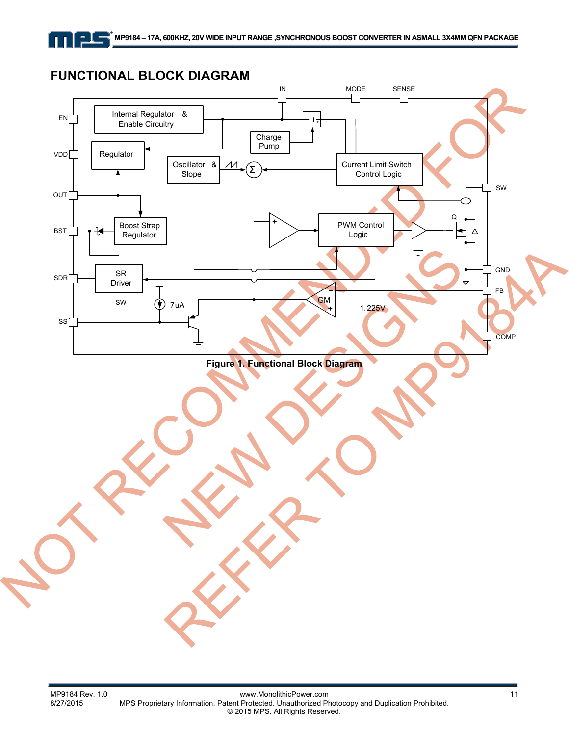## FUNCTIONAL BLOCK DIAGRAM

Figure 1: Functional Block Diagram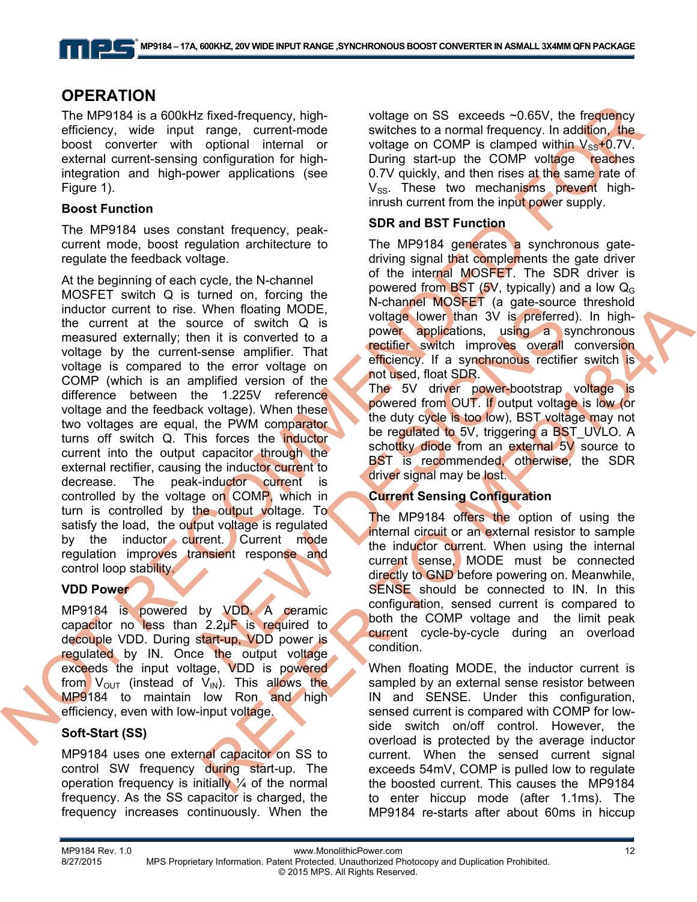## OPERATION

The MP9184 is a 600kHz fixed-frequency, high-efficiency, wide input range, current-mode boost converter with optional internal or external current-sensing configuration for high-integration and high-power applications (see Figure 1).

### Boost Function

The MP9184 uses constant frequency, peak-current mode, boost regulation architecture to regulate the feedback voltage.

At the beginning of each cycle, the N-channel MOSFET switch Q is turned on, forcing the inductor current to rise. When floating MODE, the current at the source of switch Q is measured externally; then it is converted to a voltage by the current-sense amplifier. That voltage is compared to the error voltage on COMP (which is an amplified version of the difference between the 1.225V reference voltage and the feedback voltage). When these two voltages are equal, the PWM comparator turns off switch Q. This forces the inductor current into the output capacitor through the external rectifier, causing the inductor current to decrease. The peak-inductor current is controlled by the voltage on COMP, which in turn is controlled by the output voltage. To satisfy the load, the output voltage is regulated by the inductor current. Current mode regulation improves transient response and control loop stability.

### VDD Power

MP9184 is powered by VDD. A ceramic capacitor no less than 2.2µF is required to decouple VDD. During start-up, VDD power is regulated by IN. Once the output voltage exceeds the input voltage, VDD is powered from $V_{OUT}$ (instead of $V_{IN}$). This allows the MP9184 to maintain low Ron and high efficiency, even with low-input voltage.

### Soft-Start (SS)

MP9184 uses one external capacitor on SS to control SW frequency during start-up. The operation frequency is initially ¼ of the normal frequency. As the SS capacitor is charged, the frequency increases continuously. When the voltage on SS exceeds ~0.65V, the frequency switches to a normal frequency. In addition, the voltage on COMP is clamped within $V_{SS}$+0.7V. During start-up the COMP voltage reaches 0.7V quickly, and then rises at the same rate of $V_{SS}$. These two mechanisms prevent high-inrush current from the input power supply.

### SDR and BST Function

The MP9184 generates a synchronous gate-driving signal that complements the gate driver of the internal MOSFET. The SDR driver is powered from BST (5V, typically) and a low $Q_G$ N-channel MOSFET (a gate-source threshold voltage lower than 3V is preferred). In high-power applications, using a synchronous rectifier switch improves overall conversion efficiency. If a synchronous rectifier switch is not used, float SDR.

The 5V driver power-bootstrap voltage is powered from OUT. If output voltage is low (or the duty cycle is too low), BST voltage may not be regulated to 5V, triggering a BST_UVLO. A schottky diode from an external 5V source to BST is recommended, otherwise, the SDR driver signal may be lost.

### Current Sensing Configuration

The MP9184 offers the option of using the internal circuit or an external resistor to sample the inductor current. When using the internal current sense, MODE must be connected directly to GND before powering on. Meanwhile, SENSE should be connected to IN. In this configuration, sensed current is compared to both the COMP voltage and the limit peak current cycle-by-cycle during an overload condition.

When floating MODE, the inductor current is sampled by an external sense resistor between IN and SENSE. Under this configuration, sensed current is compared with COMP for low-side switch on/off control. However, the overload is protected by the average inductor current. When the sensed current signal exceeds 54mV, COMP is pulled low to regulate the boosted current. This causes the MP9184 to enter hiccup mode (after 1.1ms). The MP9184 re-starts after about 60ms in hiccup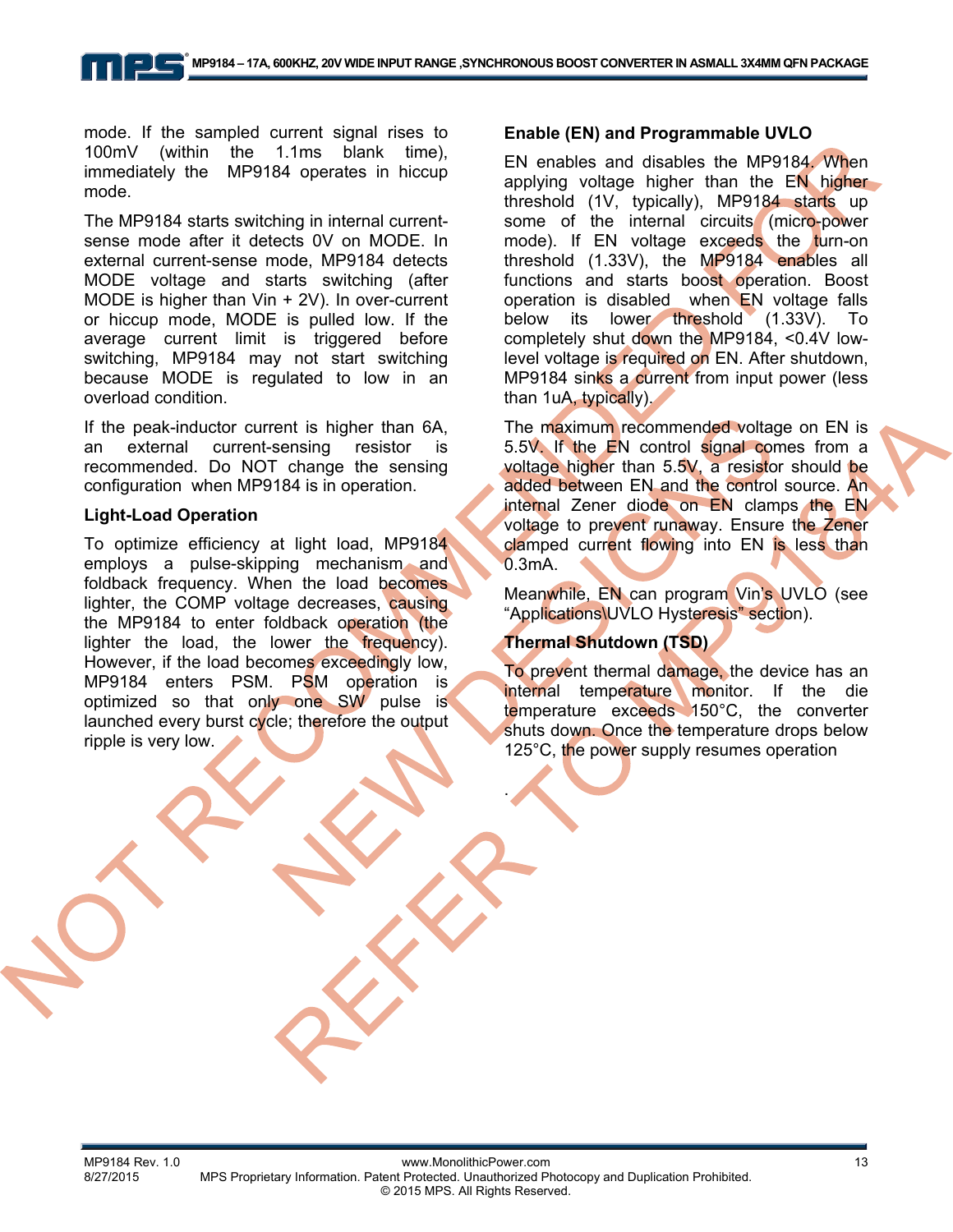mode. If the sampled current signal rises to 100mV (within the 1.1ms blank time), immediately the MP9184 operates in hiccup mode.

The MP9184 starts switching in internal current-sense mode after it detects 0V on MODE. In external current-sense mode, MP9184 detects MODE voltage and starts switching (after MODE is higher than Vin + 2V). In over-current or hiccup mode, MODE is pulled low. If the average current limit is triggered before switching, MP9184 may not start switching because MODE is regulated to low in an overload condition.

If the peak-inductor current is higher than 6A, an external current-sensing resistor is recommended. Do NOT change the sensing configuration when MP9184 is in operation.

### Light-Load Operation

To optimize efficiency at light load, MP9184 employs a pulse-skipping mechanism and foldback frequency. When the load becomes lighter, the COMP voltage decreases, causing the MP9184 to enter foldback operation (the lighter the load, the lower the frequency). However, if the load becomes exceedingly low, MP9184 enters PSM. PSM operation is optimized so that only one SW pulse is launched every burst cycle; therefore the output ripple is very low.

### Enable (EN) and Programmable UVLO

EN enables and disables the MP9184. When applying voltage higher than the EN higher threshold (1V, typically), MP9184 starts up some of the internal circuits (micro-power mode). If EN voltage exceeds the turn-on threshold (1.33V), the MP9184 enables all functions and starts boost operation. Boost operation is disabled when EN voltage falls below its lower threshold (1.33V). To completely shut down the MP9184, <0.4V low-level voltage is required on EN. After shutdown, MP9184 sinks a current from input power (less than 1uA, typically).

The maximum recommended voltage on EN is 5.5V. If the EN control signal comes from a voltage higher than 5.5V, a resistor should be added between EN and the control source. An internal Zener diode on EN clamps the EN voltage to prevent runaway. Ensure the Zener clamped current flowing into EN is less than 0.3mA.

Meanwhile, EN can program Vin's UVLO (see "Applications\UVLO Hysteresis" section).

### Thermal Shutdown (TSD)

To prevent thermal damage, the device has an internal temperature monitor. If the die temperature exceeds 150°C, the converter shuts down. Once the temperature drops below 125°C, the power supply resumes operation

.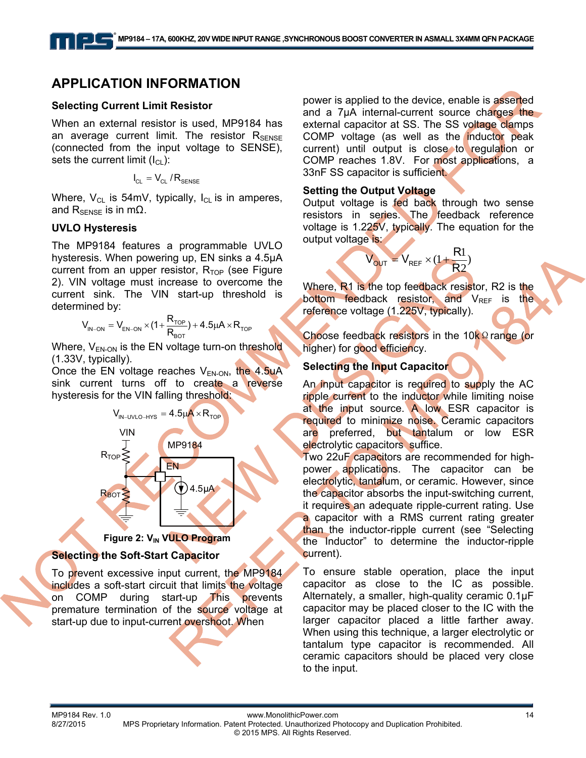## APPLICATION INFORMATION

### Selecting Current Limit Resistor

When an external resistor is used, MP9184 has an average current limit. The resistor $R_{SENSE}$ (connected from the input voltage to SENSE), sets the current limit ($I_{CL}$):

$$I_{CL} = V_{CL} / R_{SENSE}$$

Where, $V_{CL}$ is 54mV, typically, $I_{CL}$ is in amperes, and $R_{SENSE}$ is in mΩ.

### UVLO Hysteresis

The MP9184 features a programmable UVLO hysteresis. When powering up, EN sinks a 4.5μA current from an upper resistor, $R_{TOP}$ (see Figure 2). VIN voltage must increase to overcome the current sink. The VIN start-up threshold is determined by:

$$V_{IN-ON} = V_{EN-ON} \times (1 + \frac{R_{TOP}}{R_{BOT}}) + 4.5\mu A \times R_{TOP}$$

Where, $V_{EN-ON}$ is the EN voltage turn-on threshold (1.33V, typically).

Once the EN voltage reaches $V_{EN-ON}$, the 4.5uA sink current turns off to create a reverse hysteresis for the VIN falling threshold:

$$V_{IN-UVLO-HYS} = 4.5\mu A \times R_{TOP}$$

Figure 2: $V_{IN}$ VULO Program

### Selecting the Soft-Start Capacitor

To prevent excessive input current, the MP9184 includes a soft-start circuit that limits the voltage on COMP during start-up This prevents premature termination of the source voltage at start-up due to input-current overshoot. When power is applied to the device, enable is asserted and a 7μA internal-current source charges the external capacitor at SS. The SS voltage clamps COMP voltage (as well as the inductor peak current) until output is close to regulation or COMP reaches 1.8V. For most applications, a 33nF SS capacitor is sufficient.

### Setting the Output Voltage

Output voltage is fed back through two sense resistors in series. The feedback reference voltage is 1.225V, typically. The equation for the output voltage is:

$$V_{OUT} = V_{REF} \times (1 + \frac{R1}{R2})$$

Where, R1 is the top feedback resistor, R2 is the bottom feedback resistor, and $V_{REF}$ is the reference voltage (1.225V, typically).

Choose feedback resistors in the 10kΩ range (or higher) for good efficiency.

### Selecting the Input Capacitor

An input capacitor is required to supply the AC ripple current to the inductor while limiting noise at the input source. A low ESR capacitor is required to minimize noise. Ceramic capacitors are preferred, but tantalum or low ESR electrolytic capacitors suffice.

Two 22uF capacitors are recommended for high-power applications. The capacitor can be electrolytic, tantalum, or ceramic. However, since the capacitor absorbs the input-switching current, it requires an adequate ripple-current rating. Use a capacitor with a RMS current rating greater than the inductor-ripple current (see "Selecting the Inductor" to determine the inductor-ripple current).

To ensure stable operation, place the input capacitor as close to the IC as possible. Alternately, a smaller, high-quality ceramic 0.1μF capacitor may be placed closer to the IC with the larger capacitor placed a little farther away. When using this technique, a larger electrolytic or tantalum type capacitor is recommended. All ceramic capacitors should be placed very close to the input.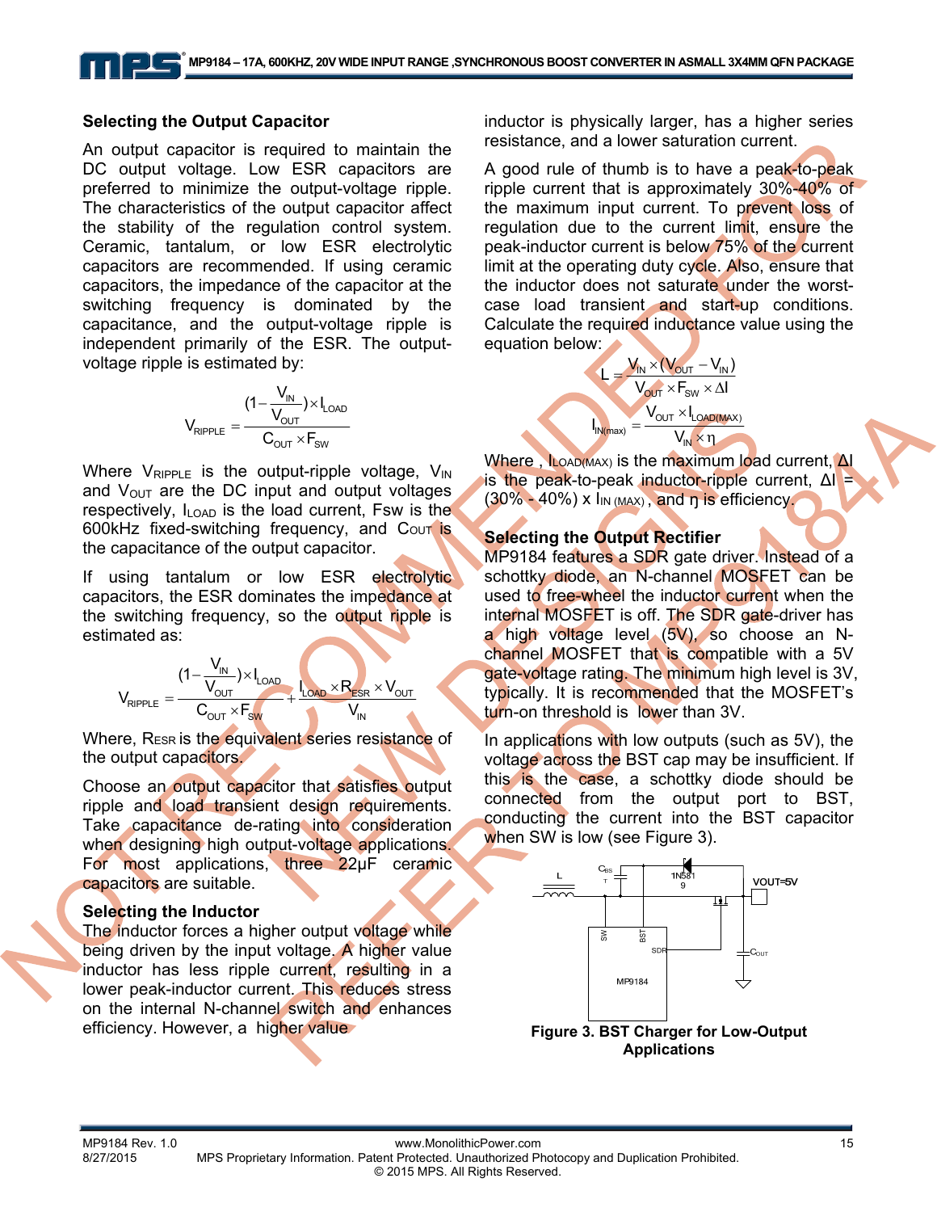### Selecting the Output Capacitor

An output capacitor is required to maintain the DC output voltage. Low ESR capacitors are preferred to minimize the output-voltage ripple. The characteristics of the output capacitor affect the stability of the regulation control system. Ceramic, tantalum, or low ESR electrolytic capacitors are recommended. If using ceramic capacitors, the impedance of the capacitor at the switching frequency is dominated by the capacitance, and the output-voltage ripple is independent primarily of the ESR. The output-voltage ripple is estimated by:

$$V_{RIPPLE} = \frac{(1-\frac{V_{IN}}{V_{OUT}}) \times I_{LOAD}}{C_{OUT} \times F_{SW}}$$

Where $V_{RIPPLE}$ is the output-ripple voltage, $V_{IN}$ and $V_{OUT}$ are the DC input and output voltages respectively, $I_{LOAD}$ is the load current, Fsw is the 600kHz fixed-switching frequency, and $C_{OUT}$ is the capacitance of the output capacitor.

If using tantalum or low ESR electrolytic capacitors, the ESR dominates the impedance at the switching frequency, so the output ripple is estimated as:

$$V_{RIPPLE} = \frac{(1-\frac{V_{IN}}{V_{OUT}}) \times I_{LOAD}}{C_{OUT} \times F_{SW}} + \frac{I_{LOAD} \times R_{ESR} \times V_{OUT}}{V_{IN}}$$

Where, $R_{ESR}$ is the equivalent series resistance of the output capacitors.

Choose an output capacitor that satisfies output ripple and load transient design requirements. Take capacitance de-rating into consideration when designing high output-voltage applications. For most applications, three 22µF ceramic capacitors are suitable.

### Selecting the Inductor

The inductor forces a higher output voltage while being driven by the input voltage. A higher value inductor has less ripple current, resulting in a lower peak-inductor current. This reduces stress on the internal N-channel switch and enhances efficiency. However, a higher value inductor is physically larger, has a higher series resistance, and a lower saturation current.

A good rule of thumb is to have a peak-to-peak ripple current that is approximately 30%-40% of the maximum input current. To prevent loss of regulation due to the current limit, ensure the peak-inductor current is below 75% of the current limit at the operating duty cycle. Also, ensure that the inductor does not saturate under the worst-case load transient and start-up conditions. Calculate the required inductance value using the equation below:

$$L = \frac{V_{IN} \times (V_{OUT} - V_{IN})}{V_{OUT} \times F_{SW} \times \Delta I}$$

$$I_{IN(max)} = \frac{V_{OUT} \times I_{LOAD(MAX)}}{V_{IN} \times \eta}$$

Where , $I_{LOAD(MAX)}$ is the maximum load current, ΔI is the peak-to-peak inductor-ripple current, ΔI = (30% - 40%) x $I_{IN\,(MAX)}$, and η is efficiency.

### Selecting the Output Rectifier

MP9184 features a SDR gate driver. Instead of a schottky diode, an N-channel MOSFET can be used to free-wheel the inductor current when the internal MOSFET is off. The SDR gate-driver has a high voltage level (5V), so choose an N-channel MOSFET that is compatible with a 5V gate-voltage rating. The minimum high level is 3V, typically. It is recommended that the MOSFET's turn-on threshold is lower than 3V.

In applications with low outputs (such as 5V), the voltage across the BST cap may be insufficient. If this is the case, a schottky diode should be connected from the output port to BST, conducting the current into the BST capacitor when SW is low (see Figure 3).

**Figure 3. BST Charger for Low-Output Applications**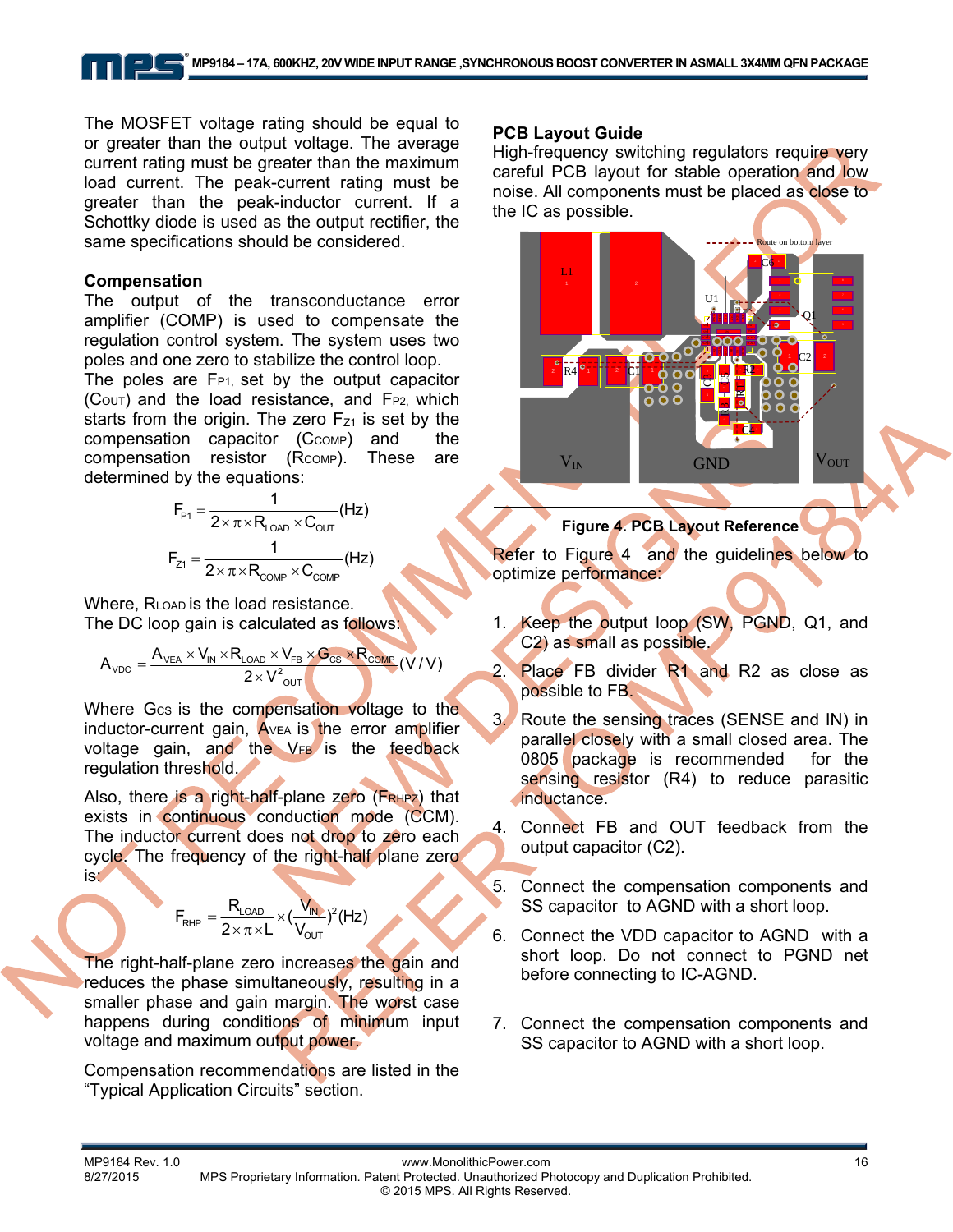The MOSFET voltage rating should be equal to or greater than the output voltage. The average current rating must be greater than the maximum load current. The peak-current rating must be greater than the peak-inductor current. If a Schottky diode is used as the output rectifier, the same specifications should be considered.

### Compensation

The output of the transconductance error amplifier (COMP) is used to compensate the regulation control system. The system uses two poles and one zero to stabilize the control loop. The poles are $F_{P1}$, set by the output capacitor ($C_{OUT}$) and the load resistance, and $F_{P2}$, which starts from the origin. The zero $F_{Z1}$ is set by the compensation capacitor ($C_{COMP}$) and the compensation resistor ($R_{COMP}$). These are determined by the equations:

$$F_{P1} = \frac{1}{2 \times \pi \times R_{LOAD} \times C_{OUT}} (Hz)$$

$$F_{Z1} = \frac{1}{2 \times \pi \times R_{COMP} \times C_{COMP}} (Hz)$$

Where, $R_{LOAD}$ is the load resistance.

The DC loop gain is calculated as follows:

$$A_{VDC} = \frac{A_{VEA} \times V_{IN} \times R_{LOAD} \times V_{FB} \times G_{CS} \times R_{COMP}}{2 \times V_{OUT}^2} (V/V)$$

Where $G_{CS}$ is the compensation voltage to the inductor-current gain, $A_{VEA}$ is the error amplifier voltage gain, and the $V_{FB}$ is the feedback regulation threshold.

Also, there is a right-half-plane zero ($F_{RHPZ}$) that exists in continuous conduction mode (CCM). The inductor current does not drop to zero each cycle. The frequency of the right-half plane zero is:

$$F_{RHP} = \frac{R_{LOAD}}{2 \times \pi \times L} \times \left(\frac{V_{IN}}{V_{OUT}}\right)^2 (Hz)$$

The right-half-plane zero increases the gain and reduces the phase simultaneously, resulting in a smaller phase and gain margin. The worst case happens during conditions of minimum input voltage and maximum output power.

Compensation recommendations are listed in the "Typical Application Circuits" section.

### PCB Layout Guide

High-frequency switching regulators require very careful PCB layout for stable operation and low noise. All components must be placed as close to the IC as possible.

**Figure 4. PCB Layout Reference**

Refer to Figure 4 and the guidelines below to optimize performance:

1. Keep the output loop (SW, PGND, Q1, and C2) as small as possible.
2. Place FB divider R1 and R2 as close as possible to FB.
3. Route the sensing traces (SENSE and IN) in parallel closely with a small closed area. The 0805 package is recommended for the sensing resistor (R4) to reduce parasitic inductance.
4. Connect FB and OUT feedback from the output capacitor (C2).
5. Connect the compensation components and SS capacitor to AGND with a short loop.
6. Connect the VDD capacitor to AGND with a short loop. Do not connect to PGND net before connecting to IC-AGND.
7. Connect the compensation components and SS capacitor to AGND with a short loop.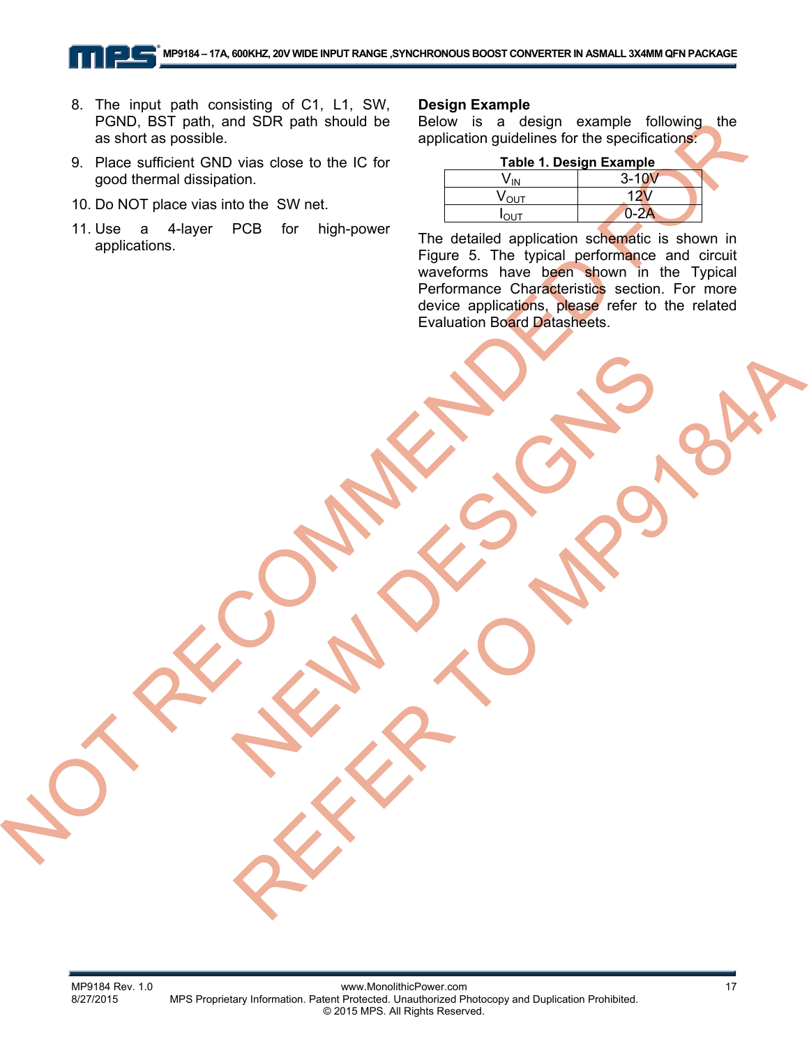8. The input path consisting of C1, L1, SW, PGND, BST path, and SDR path should be as short as possible.
9. Place sufficient GND vias close to the IC for good thermal dissipation.
10. Do NOT place vias into the SW net.
11. Use a 4-layer PCB for high-power applications.

**Design Example**

Below is a design example following the application guidelines for the specifications:

**Table 1. Design Example**

| | |
|---|---|
| $V_{IN}$ | 3-10V |
| $V_{OUT}$ | 12V |
| $I_{OUT}$ | 0-2A |

The detailed application schematic is shown in Figure 5. The typical performance and circuit waveforms have been shown in the Typical Performance Characteristics section. For more device applications, please refer to the related Evaluation Board Datasheets.

NOT RECOMMENDED FOR NEW DESIGNS REFER TO MP9184A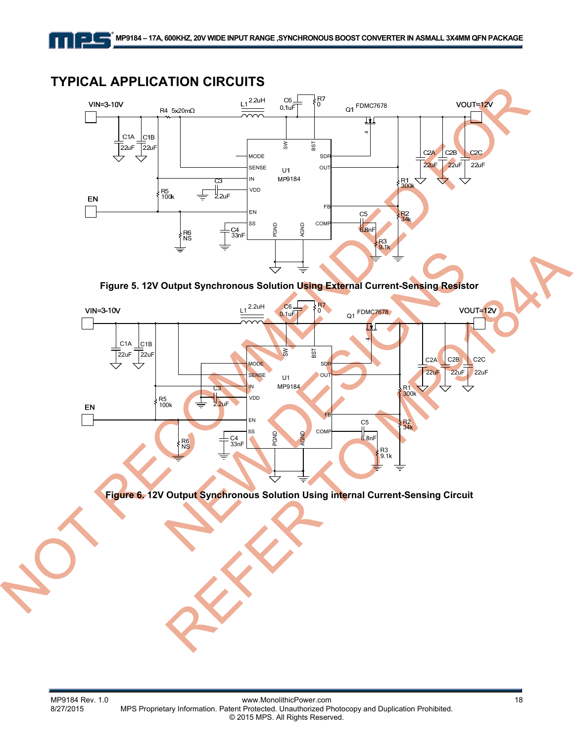## TYPICAL APPLICATION CIRCUITS

Figure 5. 12V Output Synchronous Solution Using External Current-Sensing Resistor

Figure 6. 12V Output Synchronous Solution Using internal Current-Sensing Circuit

NOT RECOMMENDED FOR NEW DESIGNS REFER TO MP9184A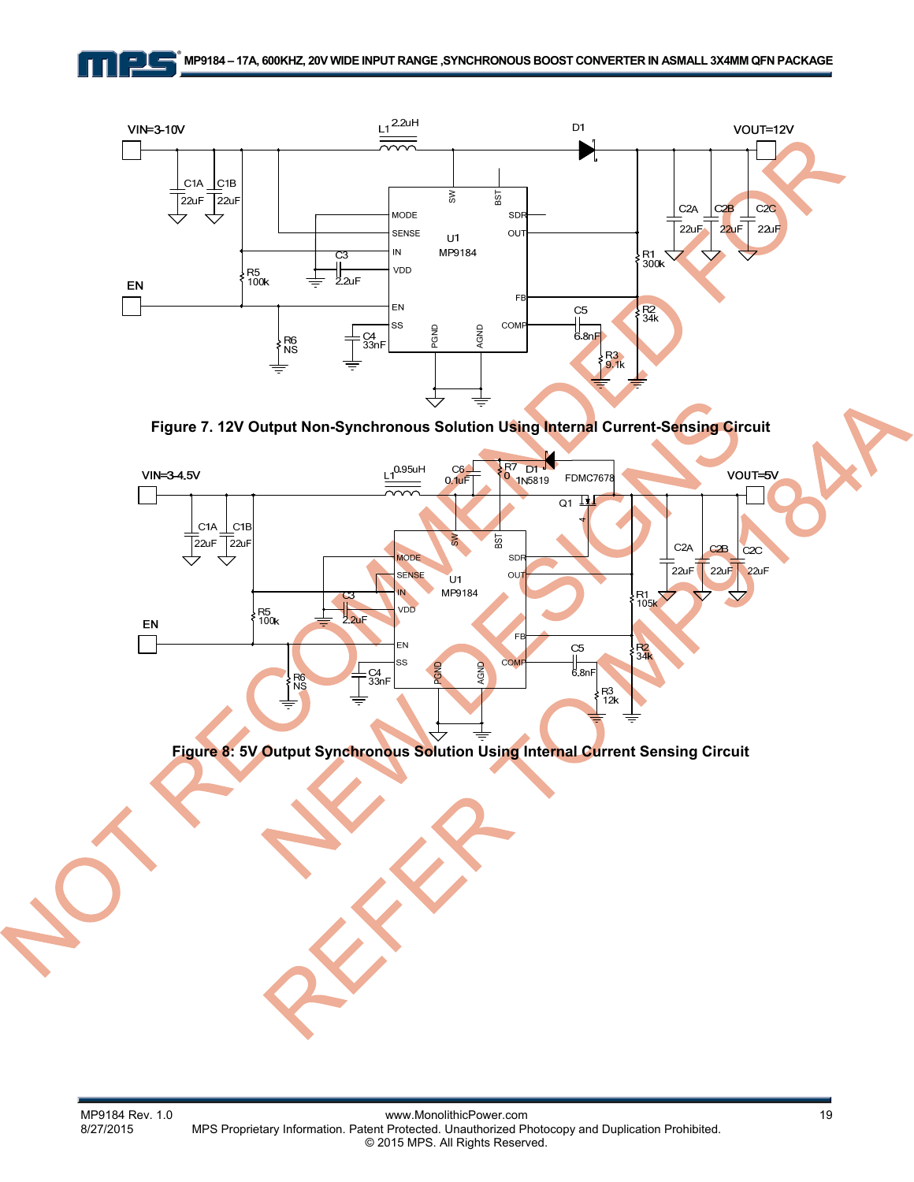VIN=3-10V

L1 2.2uH

D1

VOUT=12V

C1A 22uF

C1B 22uF

MODE

SENSE

IN

VDD

EN

SS

SW

BST

SDR

OUT

FB

COMP

PGND

AGND

U1 MP9184

C2A 22uF

C2B 22uF

C2C 22uF

R1 300k

R2 34k

R5 100k

C3 2.2uF

EN

R6 NS

C4 33nF

C5 6.8nF

R3 9.1k

**Figure 7. 12V Output Non-Synchronous Solution Using Internal Current-Sensing Circuit**

VIN=3-4.5V

L1 0.95uH

C6 0.1uF

R7 0

D1 1N5819

FDMC7678

Q1

VOUT=5V

C1A 22uF

C1B 22uF

MODE

SENSE

IN

VDD

EN

SS

SW

BST

SDR

OUT

FB

COMP

PGND

AGND

U1 MP9184

C2A 22uF

C2B 22uF

C2C 22uF

R1 105k

R2 34k

R5 100k

C3 2.2uF

EN

R6 NS

C4 33nF

C5 6.8nF

R3 12k

**Figure 8: 5V Output Synchronous Solution Using Internal Current Sensing Circuit**

NOT RECOMMENDED FOR NEW DESIGNS REFER TO MP9184A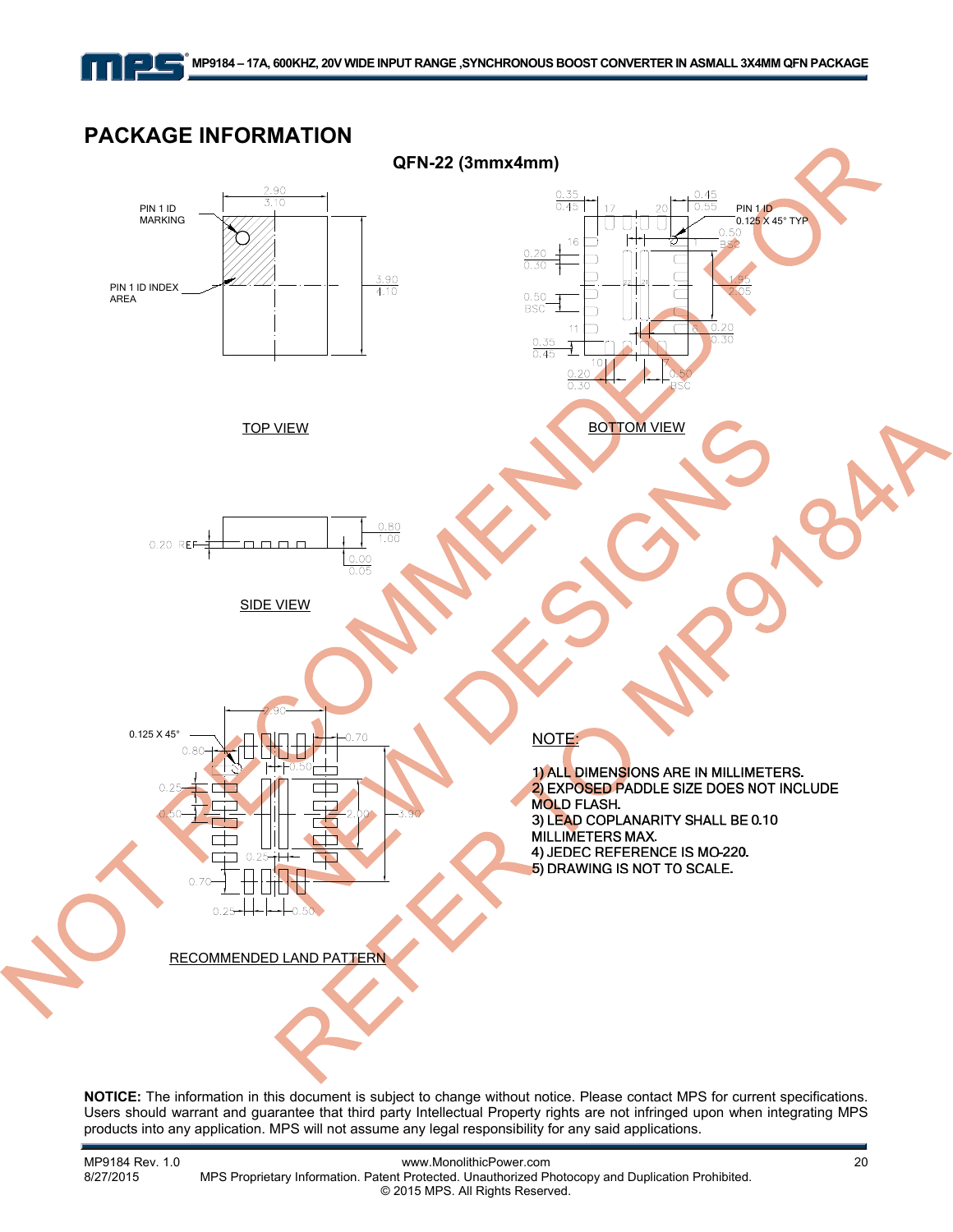## PACKAGE INFORMATION

**QFN-22 (3mmx4mm)**

PIN 1 ID MARKING

PIN 1 ID INDEX AREA

2.90
3.10

3.90
4.10

TOP VIEW

0.35
0.45

0.45
0.55

PIN 1 ID
0.125 X 45° TYP

0.50
BSC

0.20
0.30

1.95
2.05

0.50
BSC

0.20
0.30

0.35
0.45

0.20
0.30

0.50
BSC

BOTTOM VIEW

0.20 REF

0.80
1.00

0.00
0.05

SIDE VIEW

0.125 X 45°

2.90

0.70

0.80

0.50

0.25

0.50

2.00

3.90

0.25

0.70

0.25

0.50

RECOMMENDED LAND PATTERN

NOTE:

1) ALL DIMENSIONS ARE IN MILLIMETERS.
2) EXPOSED PADDLE SIZE DOES NOT INCLUDE MOLD FLASH.
3) LEAD COPLANARITY SHALL BE 0.10 MILLIMETERS MAX.
4) JEDEC REFERENCE IS MO-220.
5) DRAWING IS NOT TO SCALE.

NOT RECOMMENDED FOR NEW DESIGNS REFER TO MP9184A

**NOTICE:** The information in this document is subject to change without notice. Please contact MPS for current specifications. Users should warrant and guarantee that third party Intellectual Property rights are not infringed upon when integrating MPS products into any application. MPS will not assume any legal responsibility for any said applications.